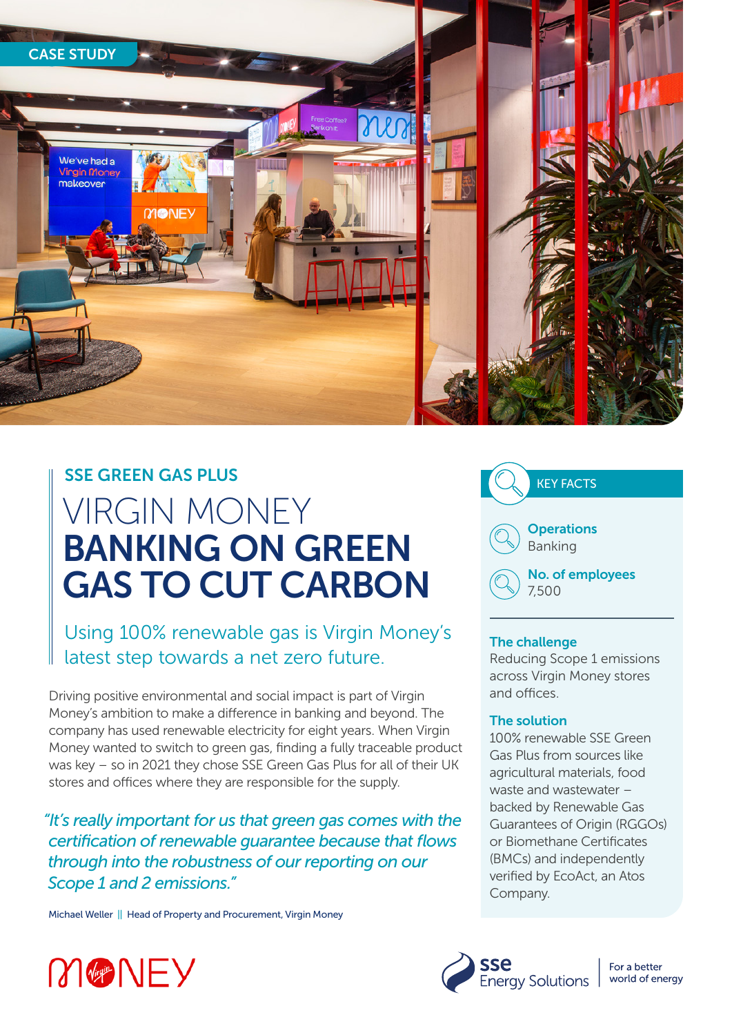CASE STUDY

## SSE GREEN GAS PLUS

# VIRGIN MONEY **BANKING ON GREEN GAS TO CUT CARBON**

Using 100% renewable gas is Virgin Money's latest step towards a net zero future.

Driving positive environmental and social impact is part of Virgin Money's ambition to make a difference in banking and beyond. The company has used renewable electricity for eight years. When Virgin Money wanted to switch to green gas, finding a fully traceable product was key – so in 2021 they chose SSE Green Gas Plus for all of their UK stores and offices where they are responsible for the supply.

*"It's really important for us that green gas comes with the certification of renewable guarantee because that flows through into the robustness of our reporting on our Scope 1 and 2 emissions."*

Michael Weller || Head of Property and Procurement, Virgin Money

## KEY FACTS

**Operations**
Banking

**No. of employees**
7,500

**The challenge**
Reducing Scope 1 emissions across Virgin Money stores and offices.

**The solution**
100% renewable SSE Green Gas Plus from sources like agricultural materials, food waste and wastewater – backed by Renewable Gas Guarantees of Origin (RGGOs) or Biomethane Certificates (BMCs) and independently verified by EcoAct, an Atos Company.

sse Energy Solutions | For a better world of energy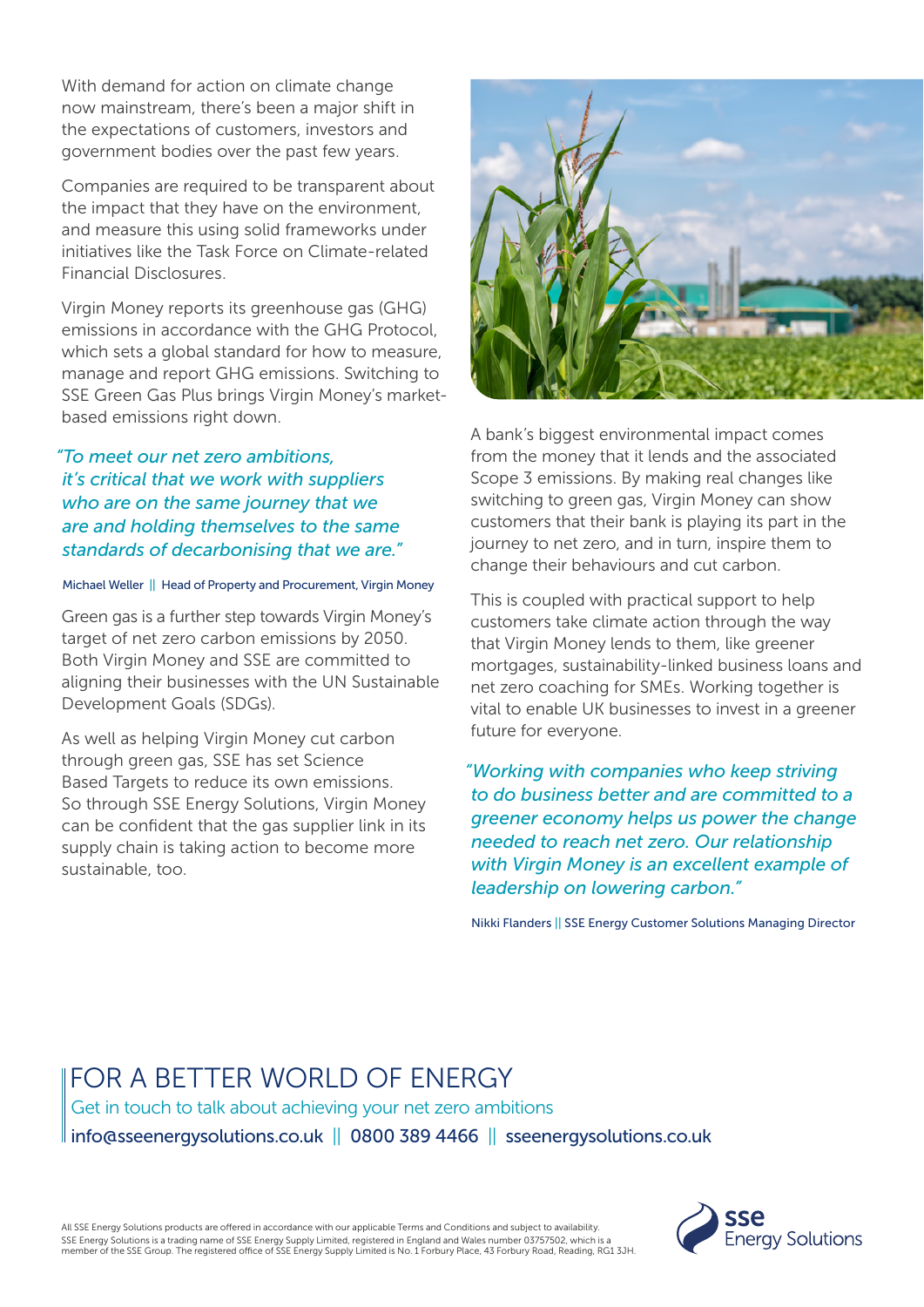With demand for action on climate change now mainstream, there's been a major shift in the expectations of customers, investors and government bodies over the past few years.

Companies are required to be transparent about the impact that they have on the environment, and measure this using solid frameworks under initiatives like the Task Force on Climate-related Financial Disclosures.

Virgin Money reports its greenhouse gas (GHG) emissions in accordance with the GHG Protocol, which sets a global standard for how to measure, manage and report GHG emissions. Switching to SSE Green Gas Plus brings Virgin Money's market-based emissions right down.

*"To meet our net zero ambitions, it's critical that we work with suppliers who are on the same journey that we are and holding themselves to the same standards of decarbonising that we are."*

Michael Weller || Head of Property and Procurement, Virgin Money

Green gas is a further step towards Virgin Money's target of net zero carbon emissions by 2050. Both Virgin Money and SSE are committed to aligning their businesses with the UN Sustainable Development Goals (SDGs).

As well as helping Virgin Money cut carbon through green gas, SSE has set Science Based Targets to reduce its own emissions. So through SSE Energy Solutions, Virgin Money can be confident that the gas supplier link in its supply chain is taking action to become more sustainable, too.

A bank's biggest environmental impact comes from the money that it lends and the associated Scope 3 emissions. By making real changes like switching to green gas, Virgin Money can show customers that their bank is playing its part in the journey to net zero, and in turn, inspire them to change their behaviours and cut carbon.

This is coupled with practical support to help customers take climate action through the way that Virgin Money lends to them, like greener mortgages, sustainability-linked business loans and net zero coaching for SMEs. Working together is vital to enable UK businesses to invest in a greener future for everyone.

*"Working with companies who keep striving to do business better and are committed to a greener economy helps us power the change needed to reach net zero. Our relationship with Virgin Money is an excellent example of leadership on lowering carbon."*

Nikki Flanders || SSE Energy Customer Solutions Managing Director

## FOR A BETTER WORLD OF ENERGY

Get in touch to talk about achieving your net zero ambitions

info@sseenergysolutions.co.uk || 0800 389 4466 || sseenergysolutions.co.uk

All SSE Energy Solutions products are offered in accordance with our applicable Terms and Conditions and subject to availability. SSE Energy Solutions is a trading name of SSE Energy Supply Limited, registered in England and Wales number 03757502, which is a member of the SSE Group. The registered office of SSE Energy Supply Limited is No. 1 Forbury Place, 43 Forbury Road, Reading, RG1 3JH.

sse Energy Solutions